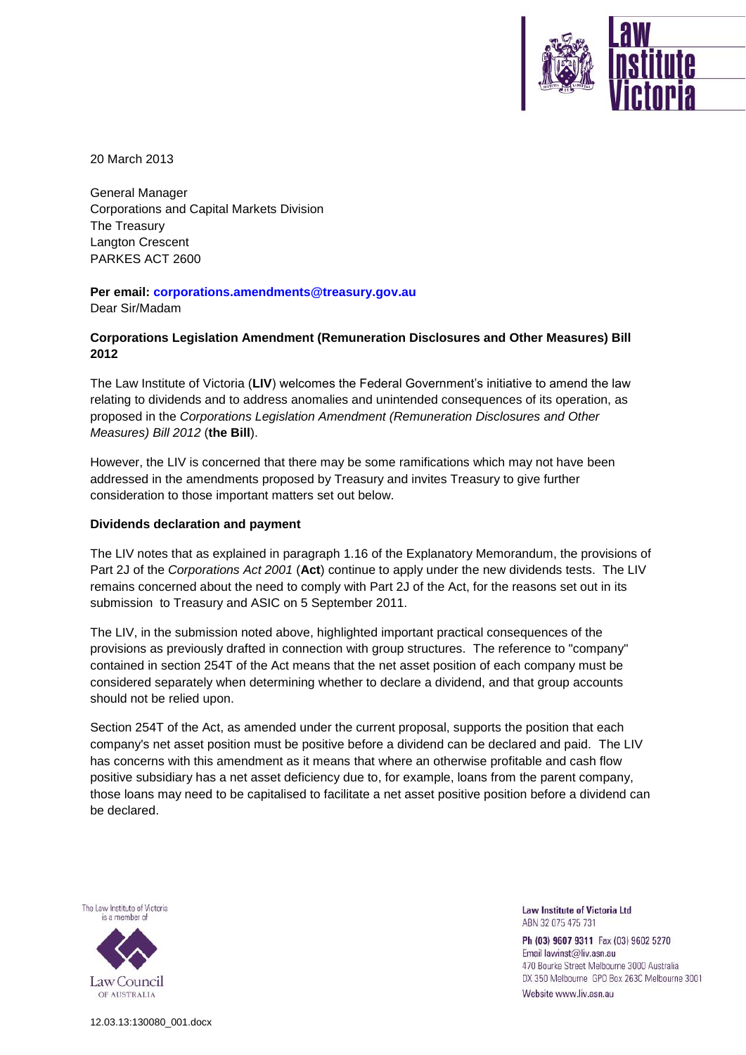20 March 2013

General Manager
Corporations and Capital Markets Division
The Treasury
Langton Crescent
PARKES ACT 2600

**Per email: corporations.amendments@treasury.gov.au**
Dear Sir/Madam

**Corporations Legislation Amendment (Remuneration Disclosures and Other Measures) Bill 2012**

The Law Institute of Victoria (**LIV**) welcomes the Federal Government's initiative to amend the law relating to dividends and to address anomalies and unintended consequences of its operation, as proposed in the *Corporations Legislation Amendment (Remuneration Disclosures and Other Measures) Bill 2012* (**the Bill**).

However, the LIV is concerned that there may be some ramifications which may not have been addressed in the amendments proposed by Treasury and invites Treasury to give further consideration to those important matters set out below.

**Dividends declaration and payment**

The LIV notes that as explained in paragraph 1.16 of the Explanatory Memorandum, the provisions of Part 2J of the *Corporations Act 2001* (**Act**) continue to apply under the new dividends tests. The LIV remains concerned about the need to comply with Part 2J of the Act, for the reasons set out in its submission to Treasury and ASIC on 5 September 2011.

The LIV, in the submission noted above, highlighted important practical consequences of the provisions as previously drafted in connection with group structures. The reference to "company" contained in section 254T of the Act means that the net asset position of each company must be considered separately when determining whether to declare a dividend, and that group accounts should not be relied upon.

Section 254T of the Act, as amended under the current proposal, supports the position that each company's net asset position must be positive before a dividend can be declared and paid. The LIV has concerns with this amendment as it means that where an otherwise profitable and cash flow positive subsidiary has a net asset deficiency due to, for example, loans from the parent company, those loans may need to be capitalised to facilitate a net asset positive position before a dividend can be declared.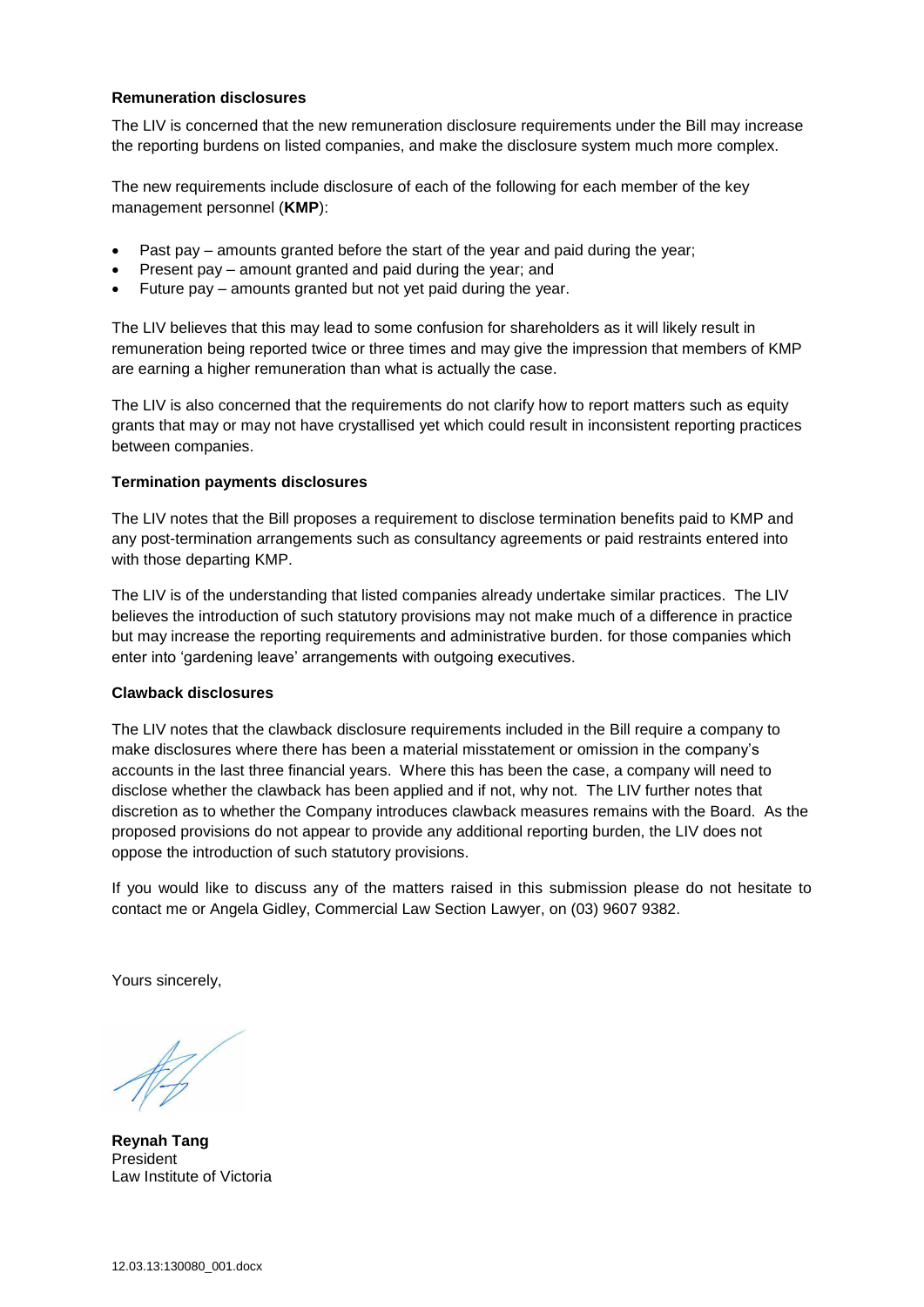**Remuneration disclosures**

The LIV is concerned that the new remuneration disclosure requirements under the Bill may increase the reporting burdens on listed companies, and make the disclosure system much more complex.

The new requirements include disclosure of each of the following for each member of the key management personnel (**KMP**):

- Past pay – amounts granted before the start of the year and paid during the year;
- Present pay – amount granted and paid during the year; and
- Future pay – amounts granted but not yet paid during the year.

The LIV believes that this may lead to some confusion for shareholders as it will likely result in remuneration being reported twice or three times and may give the impression that members of KMP are earning a higher remuneration than what is actually the case.

The LIV is also concerned that the requirements do not clarify how to report matters such as equity grants that may or may not have crystallised yet which could result in inconsistent reporting practices between companies.

**Termination payments disclosures**

The LIV notes that the Bill proposes a requirement to disclose termination benefits paid to KMP and any post-termination arrangements such as consultancy agreements or paid restraints entered into with those departing KMP.

The LIV is of the understanding that listed companies already undertake similar practices. The LIV believes the introduction of such statutory provisions may not make much of a difference in practice but may increase the reporting requirements and administrative burden. for those companies which enter into 'gardening leave' arrangements with outgoing executives.

**Clawback disclosures**

The LIV notes that the clawback disclosure requirements included in the Bill require a company to make disclosures where there has been a material misstatement or omission in the company's accounts in the last three financial years. Where this has been the case, a company will need to disclose whether the clawback has been applied and if not, why not. The LIV further notes that discretion as to whether the Company introduces clawback measures remains with the Board. As the proposed provisions do not appear to provide any additional reporting burden, the LIV does not oppose the introduction of such statutory provisions.

If you would like to discuss any of the matters raised in this submission please do not hesitate to contact me or Angela Gidley, Commercial Law Section Lawyer, on (03) 9607 9382.

Yours sincerely,

**Reynah Tang**
President
Law Institute of Victoria

12.03.13:130080_001.docx